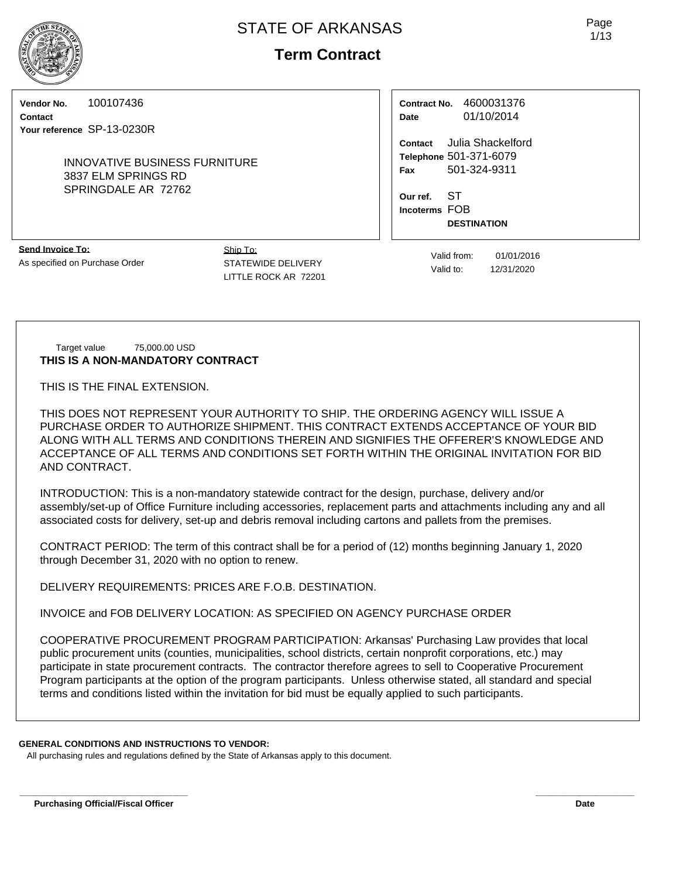# STATE OF ARKANSAS

## Term Contract

**Vendor No.** 100107436
**Contact**
**Your reference** SP-13-0230R

INNOVATIVE BUSINESS FURNITURE
3837 ELM SPRINGS RD
SPRINGDALE AR 72762

**Contract No.** 4600031376
**Date** 01/10/2014

**Contact** Julia Shackelford
**Telephone** 501-371-6079
**Fax** 501-324-9311

**Our ref.** ST
**Incoterms** FOB
**DESTINATION**

**Send Invoice To:**
As specified on Purchase Order

Ship To:
STATEWIDE DELIVERY
LITTLE ROCK AR 72201

Valid from: 01/01/2016
Valid to: 12/31/2020

Target value 75,000.00 USD

**THIS IS A NON-MANDATORY CONTRACT**

THIS IS THE FINAL EXTENSION.

THIS DOES NOT REPRESENT YOUR AUTHORITY TO SHIP. THE ORDERING AGENCY WILL ISSUE A PURCHASE ORDER TO AUTHORIZE SHIPMENT. THIS CONTRACT EXTENDS ACCEPTANCE OF YOUR BID ALONG WITH ALL TERMS AND CONDITIONS THEREIN AND SIGNIFIES THE OFFERER'S KNOWLEDGE AND ACCEPTANCE OF ALL TERMS AND CONDITIONS SET FORTH WITHIN THE ORIGINAL INVITATION FOR BID AND CONTRACT.

INTRODUCTION: This is a non-mandatory statewide contract for the design, purchase, delivery and/or assembly/set-up of Office Furniture including accessories, replacement parts and attachments including any and all associated costs for delivery, set-up and debris removal including cartons and pallets from the premises.

CONTRACT PERIOD: The term of this contract shall be for a period of (12) months beginning January 1, 2020 through December 31, 2020 with no option to renew.

DELIVERY REQUIREMENTS: PRICES ARE F.O.B. DESTINATION.

INVOICE and FOB DELIVERY LOCATION: AS SPECIFIED ON AGENCY PURCHASE ORDER

COOPERATIVE PROCUREMENT PROGRAM PARTICIPATION: Arkansas' Purchasing Law provides that local public procurement units (counties, municipalities, school districts, certain nonprofit corporations, etc.) may participate in state procurement contracts. The contractor therefore agrees to sell to Cooperative Procurement Program participants at the option of the program participants. Unless otherwise stated, all standard and special terms and conditions listed within the invitation for bid must be equally applied to such participants.

**GENERAL CONDITIONS AND INSTRUCTIONS TO VENDOR:**

All purchasing rules and regulations defined by the State of Arkansas apply to this document.

**Purchasing Official/Fiscal Officer** **Date**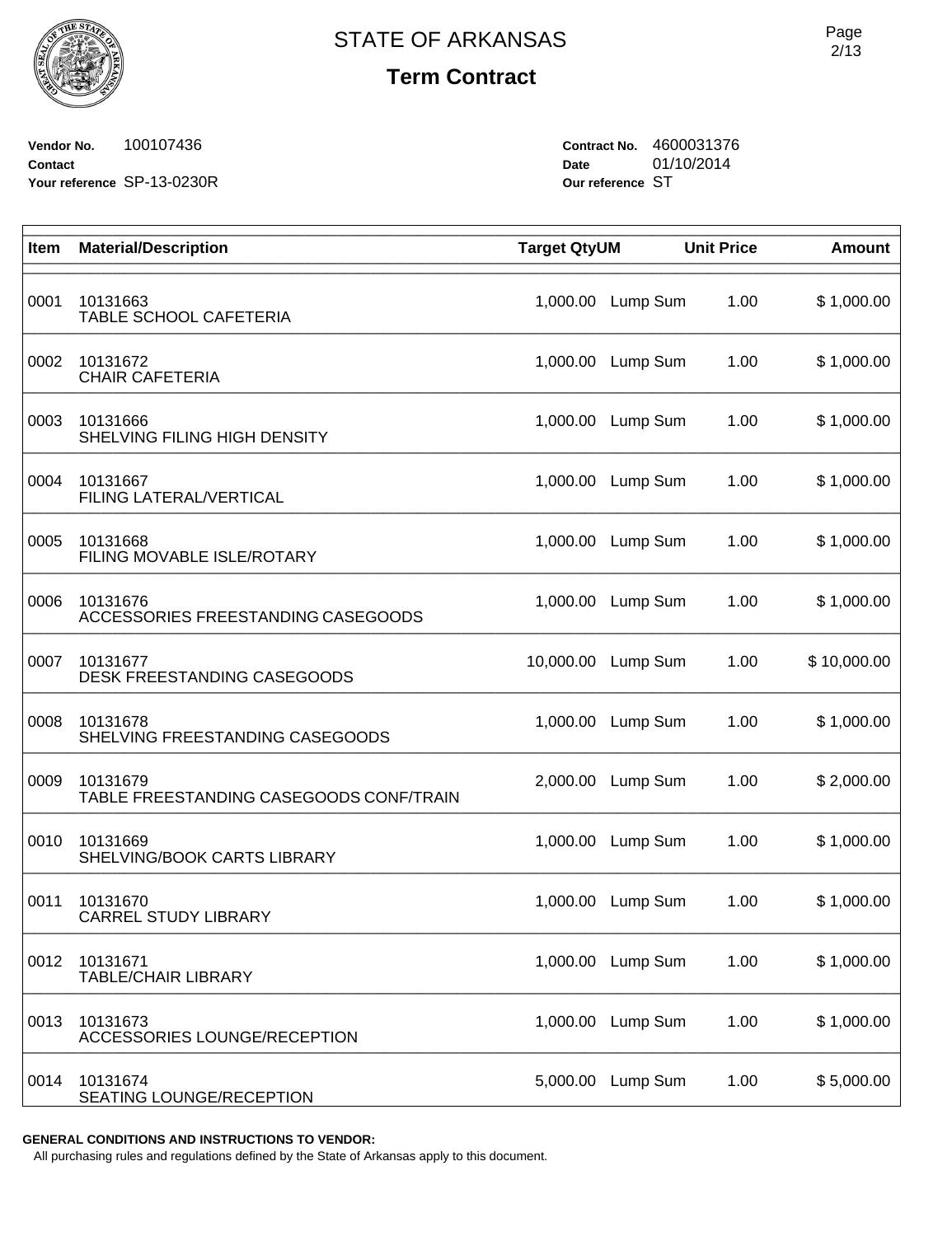# STATE OF ARKANSAS

## Term Contract

**Vendor No.** 100107436
**Contact**
**Your reference** SP-13-0230R

**Contract No.** 4600031376
**Date** 01/10/2014
**Our reference** ST

| Item | Material/Description | Target Qty | UM | Unit Price | Amount |
|---|---|---|---|---|---|
| 0001 | 10131663<br>TABLE SCHOOL CAFETERIA | 1,000.00 | Lump Sum | 1.00 | $ 1,000.00 |
| 0002 | 10131672<br>CHAIR CAFETERIA | 1,000.00 | Lump Sum | 1.00 | $ 1,000.00 |
| 0003 | 10131666<br>SHELVING FILING HIGH DENSITY | 1,000.00 | Lump Sum | 1.00 | $ 1,000.00 |
| 0004 | 10131667<br>FILING LATERAL/VERTICAL | 1,000.00 | Lump Sum | 1.00 | $ 1,000.00 |
| 0005 | 10131668<br>FILING MOVABLE ISLE/ROTARY | 1,000.00 | Lump Sum | 1.00 | $ 1,000.00 |
| 0006 | 10131676<br>ACCESSORIES FREESTANDING CASEGOODS | 1,000.00 | Lump Sum | 1.00 | $ 1,000.00 |
| 0007 | 10131677<br>DESK FREESTANDING CASEGOODS | 10,000.00 | Lump Sum | 1.00 | $ 10,000.00 |
| 0008 | 10131678<br>SHELVING FREESTANDING CASEGOODS | 1,000.00 | Lump Sum | 1.00 | $ 1,000.00 |
| 0009 | 10131679<br>TABLE FREESTANDING CASEGOODS CONF/TRAIN | 2,000.00 | Lump Sum | 1.00 | $ 2,000.00 |
| 0010 | 10131669<br>SHELVING/BOOK CARTS LIBRARY | 1,000.00 | Lump Sum | 1.00 | $ 1,000.00 |
| 0011 | 10131670<br>CARREL STUDY LIBRARY | 1,000.00 | Lump Sum | 1.00 | $ 1,000.00 |
| 0012 | 10131671<br>TABLE/CHAIR LIBRARY | 1,000.00 | Lump Sum | 1.00 | $ 1,000.00 |
| 0013 | 10131673<br>ACCESSORIES LOUNGE/RECEPTION | 1,000.00 | Lump Sum | 1.00 | $ 1,000.00 |
| 0014 | 10131674<br>SEATING LOUNGE/RECEPTION | 5,000.00 | Lump Sum | 1.00 | $ 5,000.00 |

**GENERAL CONDITIONS AND INSTRUCTIONS TO VENDOR:**

All purchasing rules and regulations defined by the State of Arkansas apply to this document.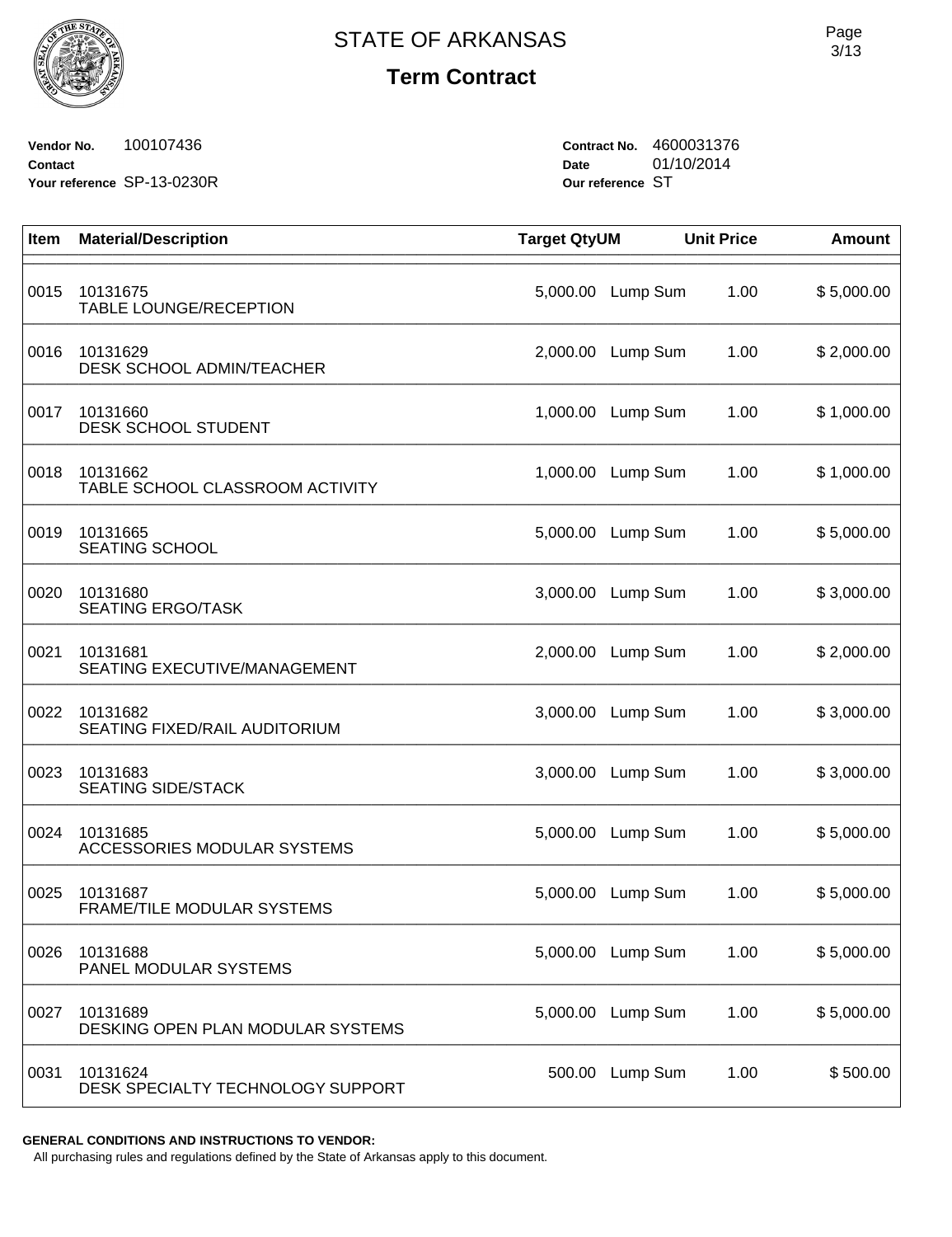# STATE OF ARKANSAS

## Term Contract

**Vendor No.** 100107436
**Contact**
**Your reference** SP-13-0230R

**Contract No.** 4600031376
**Date** 01/10/2014
**Our reference** ST

| Item | Material/Description | Target Qty | UM | Unit Price | Amount |
|---|---|---|---|---|---|
| 0015 | 10131675<br>TABLE LOUNGE/RECEPTION | 5,000.00 | Lump Sum | 1.00 | $ 5,000.00 |
| 0016 | 10131629<br>DESK SCHOOL ADMIN/TEACHER | 2,000.00 | Lump Sum | 1.00 | $ 2,000.00 |
| 0017 | 10131660<br>DESK SCHOOL STUDENT | 1,000.00 | Lump Sum | 1.00 | $ 1,000.00 |
| 0018 | 10131662<br>TABLE SCHOOL CLASSROOM ACTIVITY | 1,000.00 | Lump Sum | 1.00 | $ 1,000.00 |
| 0019 | 10131665<br>SEATING SCHOOL | 5,000.00 | Lump Sum | 1.00 | $ 5,000.00 |
| 0020 | 10131680<br>SEATING ERGO/TASK | 3,000.00 | Lump Sum | 1.00 | $ 3,000.00 |
| 0021 | 10131681<br>SEATING EXECUTIVE/MANAGEMENT | 2,000.00 | Lump Sum | 1.00 | $ 2,000.00 |
| 0022 | 10131682<br>SEATING FIXED/RAIL AUDITORIUM | 3,000.00 | Lump Sum | 1.00 | $ 3,000.00 |
| 0023 | 10131683<br>SEATING SIDE/STACK | 3,000.00 | Lump Sum | 1.00 | $ 3,000.00 |
| 0024 | 10131685<br>ACCESSORIES MODULAR SYSTEMS | 5,000.00 | Lump Sum | 1.00 | $ 5,000.00 |
| 0025 | 10131687<br>FRAME/TILE MODULAR SYSTEMS | 5,000.00 | Lump Sum | 1.00 | $ 5,000.00 |
| 0026 | 10131688<br>PANEL MODULAR SYSTEMS | 5,000.00 | Lump Sum | 1.00 | $ 5,000.00 |
| 0027 | 10131689<br>DESKING OPEN PLAN MODULAR SYSTEMS | 5,000.00 | Lump Sum | 1.00 | $ 5,000.00 |
| 0031 | 10131624<br>DESK SPECIALTY TECHNOLOGY SUPPORT | 500.00 | Lump Sum | 1.00 | $ 500.00 |

**GENERAL CONDITIONS AND INSTRUCTIONS TO VENDOR:**

All purchasing rules and regulations defined by the State of Arkansas apply to this document.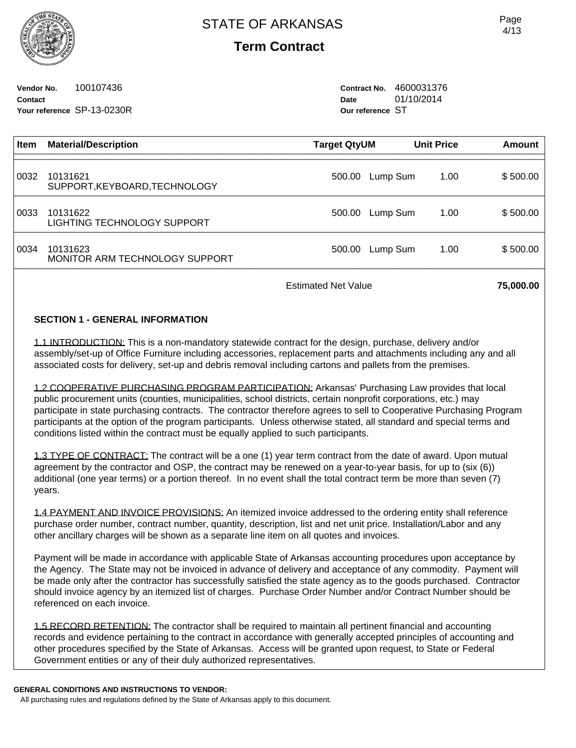# STATE OF ARKANSAS

## Term Contract

**Vendor No.** 100107436
**Contact**
**Your reference** SP-13-0230R

**Contract No.** 4600031376
**Date** 01/10/2014
**Our reference** ST

| Item | Material/Description | Target Qty | UM | Unit Price | Amount |
|---|---|---|---|---|---|
| 0032 | 10131621<br>SUPPORT,KEYBOARD,TECHNOLOGY | 500.00 | Lump Sum | 1.00 | $ 500.00 |
| 0033 | 10131622<br>LIGHTING TECHNOLOGY SUPPORT | 500.00 | Lump Sum | 1.00 | $ 500.00 |
| 0034 | 10131623<br>MONITOR ARM TECHNOLOGY SUPPORT | 500.00 | Lump Sum | 1.00 | $ 500.00 |
| | Estimated Net Value | | | | **75,000.00** |

### SECTION 1 - GENERAL INFORMATION

1.1 INTRODUCTION: This is a non-mandatory statewide contract for the design, purchase, delivery and/or assembly/set-up of Office Furniture including accessories, replacement parts and attachments including any and all associated costs for delivery, set-up and debris removal including cartons and pallets from the premises.

1.2 COOPERATIVE PURCHASING PROGRAM PARTICIPATION: Arkansas' Purchasing Law provides that local public procurement units (counties, municipalities, school districts, certain nonprofit corporations, etc.) may participate in state purchasing contracts. The contractor therefore agrees to sell to Cooperative Purchasing Program participants at the option of the program participants. Unless otherwise stated, all standard and special terms and conditions listed within the contract must be equally applied to such participants.

1.3 TYPE OF CONTRACT: The contract will be a one (1) year term contract from the date of award. Upon mutual agreement by the contractor and OSP, the contract may be renewed on a year-to-year basis, for up to (six (6)) additional (one year terms) or a portion thereof. In no event shall the total contract term be more than seven (7) years.

1.4 PAYMENT AND INVOICE PROVISIONS: An itemized invoice addressed to the ordering entity shall reference purchase order number, contract number, quantity, description, list and net unit price. Installation/Labor and any other ancillary charges will be shown as a separate line item on all quotes and invoices.

Payment will be made in accordance with applicable State of Arkansas accounting procedures upon acceptance by the Agency. The State may not be invoiced in advance of delivery and acceptance of any commodity. Payment will be made only after the contractor has successfully satisfied the state agency as to the goods purchased. Contractor should invoice agency by an itemized list of charges. Purchase Order Number and/or Contract Number should be referenced on each invoice.

1.5 RECORD RETENTION: The contractor shall be required to maintain all pertinent financial and accounting records and evidence pertaining to the contract in accordance with generally accepted principles of accounting and other procedures specified by the State of Arkansas. Access will be granted upon request, to State or Federal Government entities or any of their duly authorized representatives.

**GENERAL CONDITIONS AND INSTRUCTIONS TO VENDOR:**
All purchasing rules and regulations defined by the State of Arkansas apply to this document.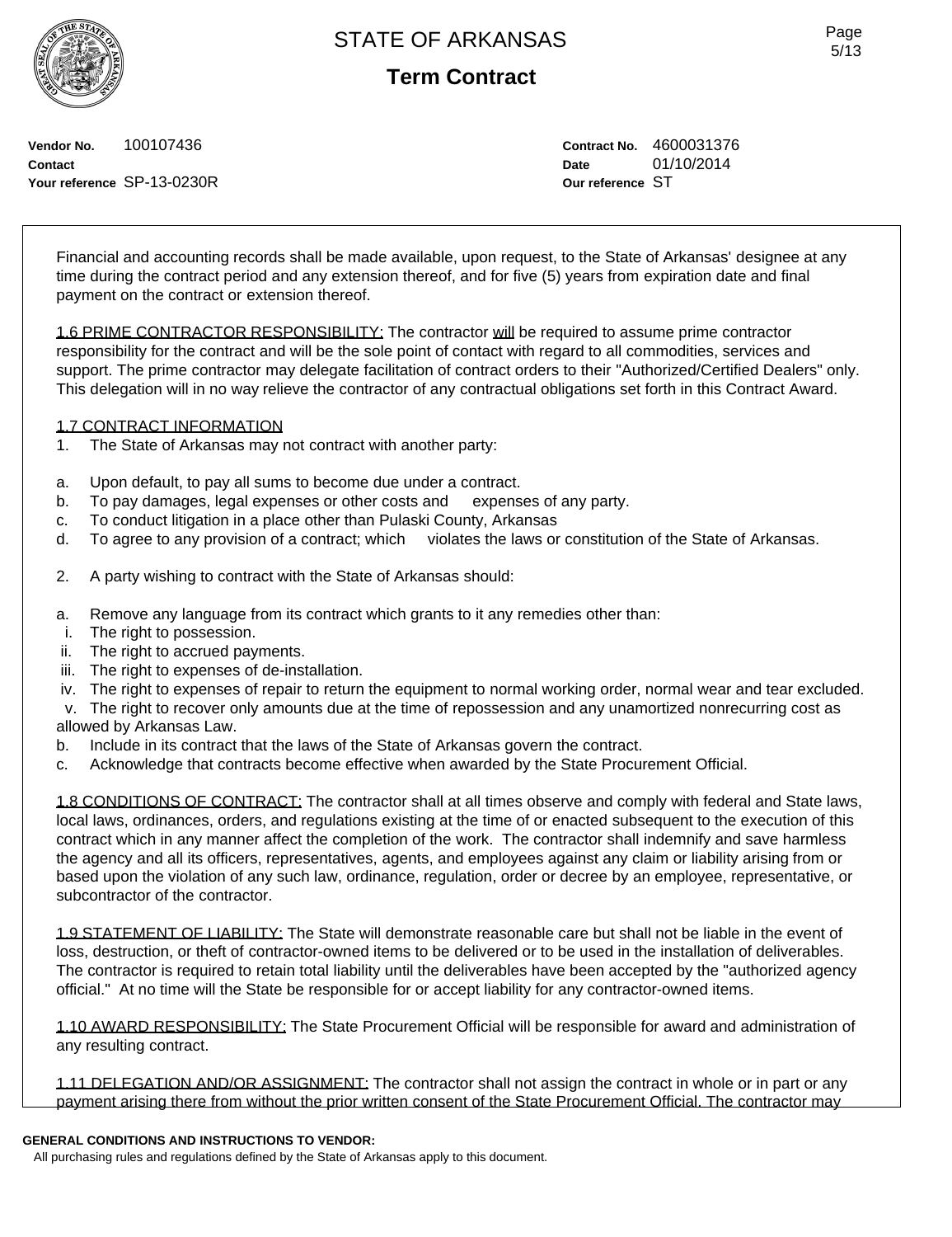Vendor No. 100107436
Contact
Your reference SP-13-0230R

Contract No. 4600031376
Date 01/10/2014
Our reference ST

Financial and accounting records shall be made available, upon request, to the State of Arkansas' designee at any time during the contract period and any extension thereof, and for five (5) years from expiration date and final payment on the contract or extension thereof.

1.6 PRIME CONTRACTOR RESPONSIBILITY: The contractor will be required to assume prime contractor responsibility for the contract and will be the sole point of contact with regard to all commodities, services and support. The prime contractor may delegate facilitation of contract orders to their "Authorized/Certified Dealers" only. This delegation will in no way relieve the contractor of any contractual obligations set forth in this Contract Award.

1.7 CONTRACT INFORMATION

1. The State of Arkansas may not contract with another party:

a. Upon default, to pay all sums to become due under a contract.
b. To pay damages, legal expenses or other costs and expenses of any party.
c. To conduct litigation in a place other than Pulaski County, Arkansas
d. To agree to any provision of a contract; which violates the laws or constitution of the State of Arkansas.

2. A party wishing to contract with the State of Arkansas should:

a. Remove any language from its contract which grants to it any remedies other than:
 i. The right to possession.
 ii. The right to accrued payments.
 iii. The right to expenses of de-installation.
 iv. The right to expenses of repair to return the equipment to normal working order, normal wear and tear excluded.
 v. The right to recover only amounts due at the time of repossession and any unamortized nonrecurring cost as allowed by Arkansas Law.
b. Include in its contract that the laws of the State of Arkansas govern the contract.
c. Acknowledge that contracts become effective when awarded by the State Procurement Official.

1.8 CONDITIONS OF CONTRACT: The contractor shall at all times observe and comply with federal and State laws, local laws, ordinances, orders, and regulations existing at the time of or enacted subsequent to the execution of this contract which in any manner affect the completion of the work. The contractor shall indemnify and save harmless the agency and all its officers, representatives, agents, and employees against any claim or liability arising from or based upon the violation of any such law, ordinance, regulation, order or decree by an employee, representative, or subcontractor of the contractor.

1.9 STATEMENT OF LIABILITY: The State will demonstrate reasonable care but shall not be liable in the event of loss, destruction, or theft of contractor-owned items to be delivered or to be used in the installation of deliverables. The contractor is required to retain total liability until the deliverables have been accepted by the "authorized agency official." At no time will the State be responsible for or accept liability for any contractor-owned items.

1.10 AWARD RESPONSIBILITY: The State Procurement Official will be responsible for award and administration of any resulting contract.

1.11 DELEGATION AND/OR ASSIGNMENT: The contractor shall not assign the contract in whole or in part or any payment arising there from without the prior written consent of the State Procurement Official. The contractor may

**GENERAL CONDITIONS AND INSTRUCTIONS TO VENDOR:**
All purchasing rules and regulations defined by the State of Arkansas apply to this document.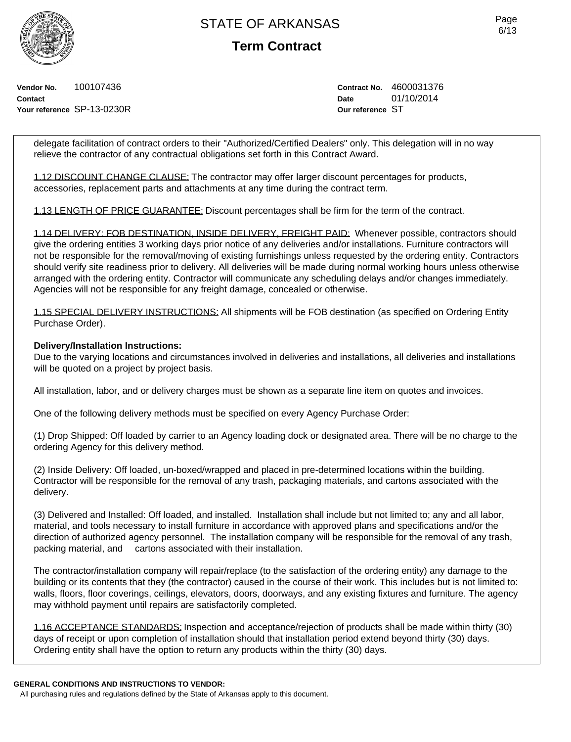**Vendor No.** 100107436
**Contact**
**Your reference** SP-13-0230R

**Contract No.** 4600031376
**Date** 01/10/2014
**Our reference** ST

delegate facilitation of contract orders to their "Authorized/Certified Dealers" only. This delegation will in no way relieve the contractor of any contractual obligations set forth in this Contract Award.

1.12 DISCOUNT CHANGE CLAUSE: The contractor may offer larger discount percentages for products, accessories, replacement parts and attachments at any time during the contract term.

1.13 LENGTH OF PRICE GUARANTEE: Discount percentages shall be firm for the term of the contract.

1.14 DELIVERY: FOB DESTINATION, INSIDE DELIVERY, FREIGHT PAID: Whenever possible, contractors should give the ordering entities 3 working days prior notice of any deliveries and/or installations. Furniture contractors will not be responsible for the removal/moving of existing furnishings unless requested by the ordering entity. Contractors should verify site readiness prior to delivery. All deliveries will be made during normal working hours unless otherwise arranged with the ordering entity. Contractor will communicate any scheduling delays and/or changes immediately. Agencies will not be responsible for any freight damage, concealed or otherwise.

1.15 SPECIAL DELIVERY INSTRUCTIONS: All shipments will be FOB destination (as specified on Ordering Entity Purchase Order).

**Delivery/Installation Instructions:**
Due to the varying locations and circumstances involved in deliveries and installations, all deliveries and installations will be quoted on a project by project basis.

All installation, labor, and or delivery charges must be shown as a separate line item on quotes and invoices.

One of the following delivery methods must be specified on every Agency Purchase Order:

(1) Drop Shipped: Off loaded by carrier to an Agency loading dock or designated area. There will be no charge to the ordering Agency for this delivery method.

(2) Inside Delivery: Off loaded, un-boxed/wrapped and placed in pre-determined locations within the building. Contractor will be responsible for the removal of any trash, packaging materials, and cartons associated with the delivery.

(3) Delivered and Installed: Off loaded, and installed. Installation shall include but not limited to; any and all labor, material, and tools necessary to install furniture in accordance with approved plans and specifications and/or the direction of authorized agency personnel. The installation company will be responsible for the removal of any trash, packing material, and cartons associated with their installation.

The contractor/installation company will repair/replace (to the satisfaction of the ordering entity) any damage to the building or its contents that they (the contractor) caused in the course of their work. This includes but is not limited to: walls, floors, floor coverings, ceilings, elevators, doors, doorways, and any existing fixtures and furniture. The agency may withhold payment until repairs are satisfactorily completed.

1.16 ACCEPTANCE STANDARDS: Inspection and acceptance/rejection of products shall be made within thirty (30) days of receipt or upon completion of installation should that installation period extend beyond thirty (30) days. Ordering entity shall have the option to return any products within the thirty (30) days.

**GENERAL CONDITIONS AND INSTRUCTIONS TO VENDOR:**
All purchasing rules and regulations defined by the State of Arkansas apply to this document.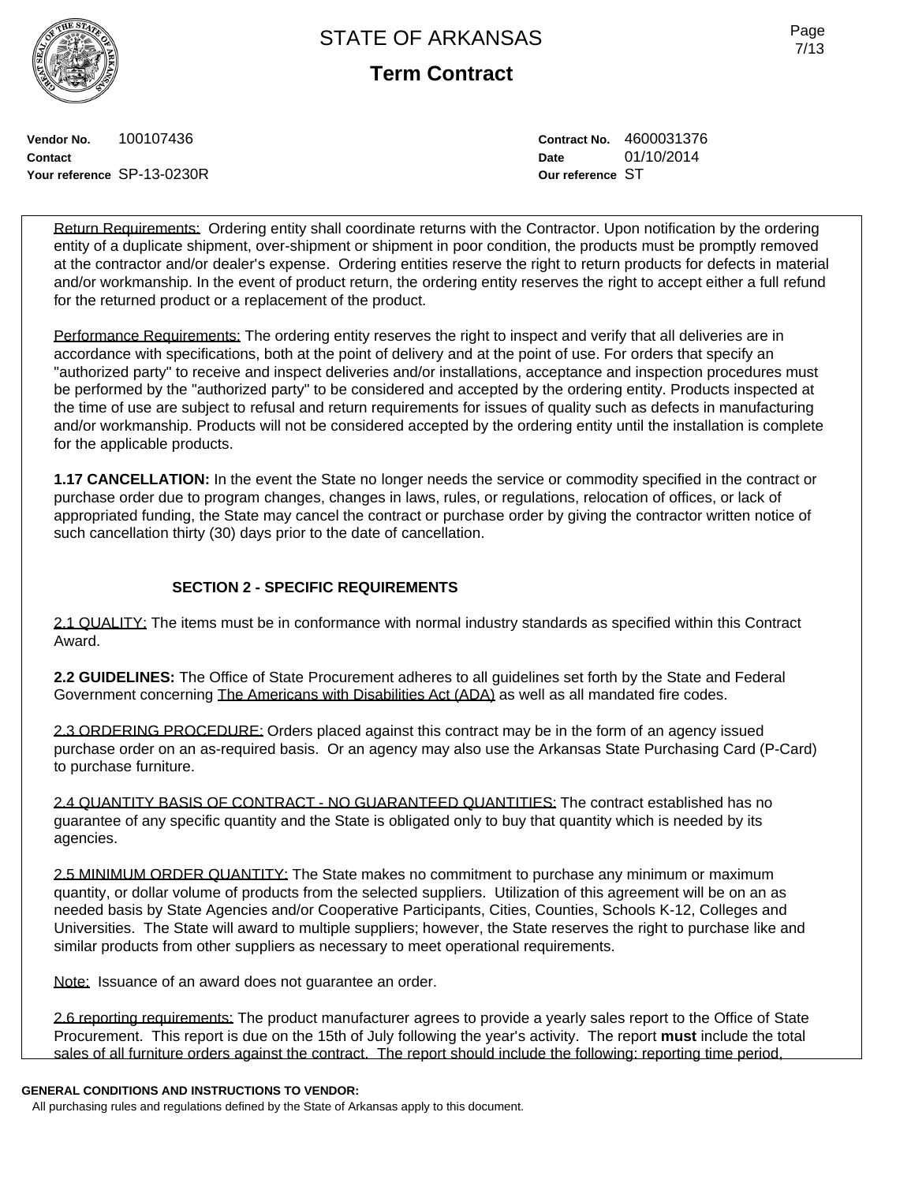Vendor No. 100107436
Contact
Your reference SP-13-0230R

Contract No. 4600031376
Date 01/10/2014
Our reference ST

Return Requirements: Ordering entity shall coordinate returns with the Contractor. Upon notification by the ordering entity of a duplicate shipment, over-shipment or shipment in poor condition, the products must be promptly removed at the contractor and/or dealer's expense. Ordering entities reserve the right to return products for defects in material and/or workmanship. In the event of product return, the ordering entity reserves the right to accept either a full refund for the returned product or a replacement of the product.

Performance Requirements: The ordering entity reserves the right to inspect and verify that all deliveries are in accordance with specifications, both at the point of delivery and at the point of use. For orders that specify an "authorized party" to receive and inspect deliveries and/or installations, acceptance and inspection procedures must be performed by the "authorized party" to be considered and accepted by the ordering entity. Products inspected at the time of use are subject to refusal and return requirements for issues of quality such as defects in manufacturing and/or workmanship. Products will not be considered accepted by the ordering entity until the installation is complete for the applicable products.

**1.17 CANCELLATION:** In the event the State no longer needs the service or commodity specified in the contract or purchase order due to program changes, changes in laws, rules, or regulations, relocation of offices, or lack of appropriated funding, the State may cancel the contract or purchase order by giving the contractor written notice of such cancellation thirty (30) days prior to the date of cancellation.

## SECTION 2 - SPECIFIC REQUIREMENTS

2.1 QUALITY: The items must be in conformance with normal industry standards as specified within this Contract Award.

**2.2 GUIDELINES:** The Office of State Procurement adheres to all guidelines set forth by the State and Federal Government concerning The Americans with Disabilities Act (ADA) as well as all mandated fire codes.

2.3 ORDERING PROCEDURE: Orders placed against this contract may be in the form of an agency issued purchase order on an as-required basis. Or an agency may also use the Arkansas State Purchasing Card (P-Card) to purchase furniture.

2.4 QUANTITY BASIS OF CONTRACT - NO GUARANTEED QUANTITIES: The contract established has no guarantee of any specific quantity and the State is obligated only to buy that quantity which is needed by its agencies.

2.5 MINIMUM ORDER QUANTITY: The State makes no commitment to purchase any minimum or maximum quantity, or dollar volume of products from the selected suppliers. Utilization of this agreement will be on an as needed basis by State Agencies and/or Cooperative Participants, Cities, Counties, Schools K-12, Colleges and Universities. The State will award to multiple suppliers; however, the State reserves the right to purchase like and similar products from other suppliers as necessary to meet operational requirements.

Note: Issuance of an award does not guarantee an order.

2.6 reporting requirements: The product manufacturer agrees to provide a yearly sales report to the Office of State Procurement. This report is due on the 15th of July following the year's activity. The report **must** include the total sales of all furniture orders against the contract. The report should include the following: reporting time period,

**GENERAL CONDITIONS AND INSTRUCTIONS TO VENDOR:**
All purchasing rules and regulations defined by the State of Arkansas apply to this document.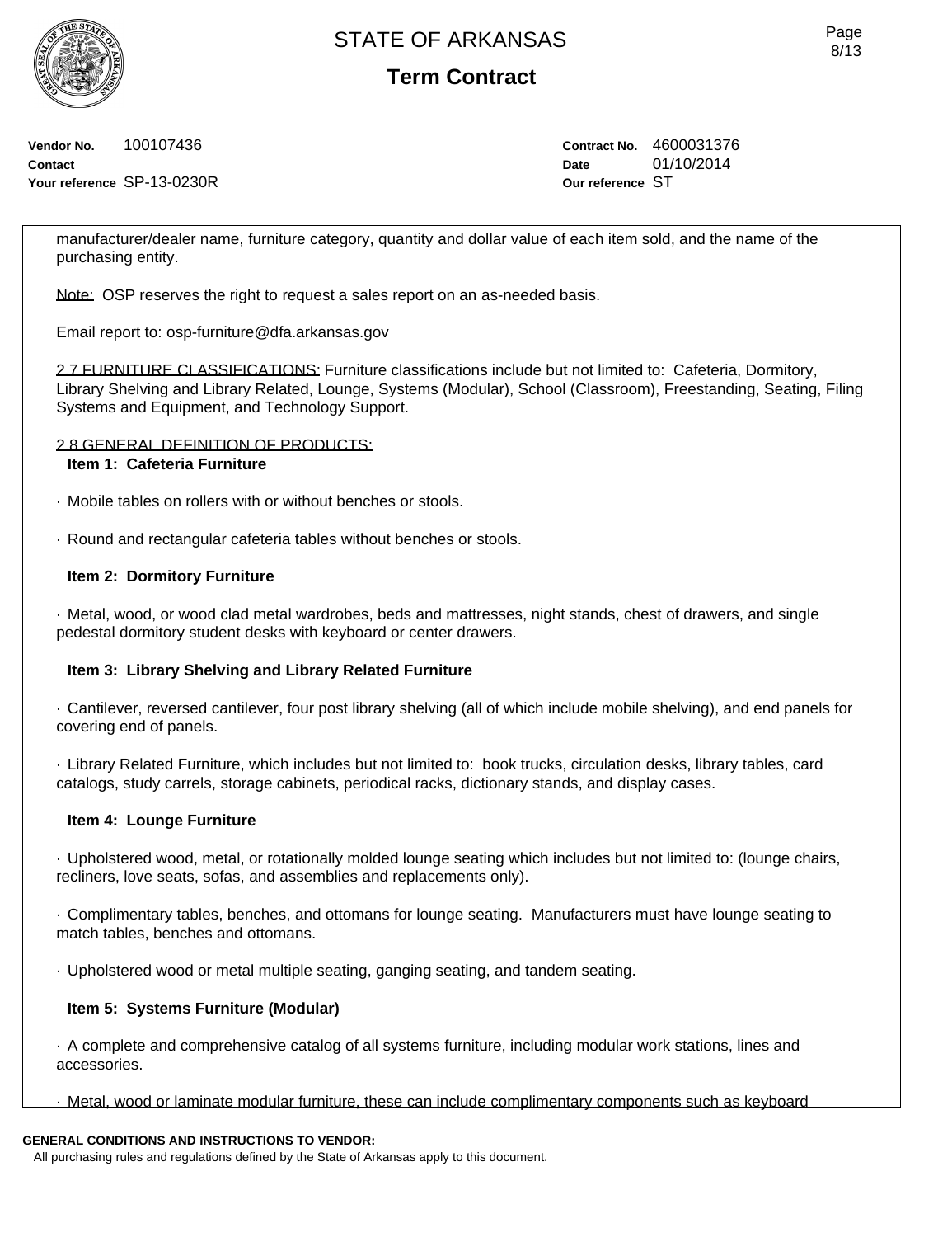**Vendor No.** 100107436
**Contact**
**Your reference** SP-13-0230R

**Contract No.** 4600031376
**Date** 01/10/2014
**Our reference** ST

manufacturer/dealer name, furniture category, quantity and dollar value of each item sold, and the name of the purchasing entity.

Note: OSP reserves the right to request a sales report on an as-needed basis.

Email report to: osp-furniture@dfa.arkansas.gov

2.7 FURNITURE CLASSIFICATIONS: Furniture classifications include but not limited to: Cafeteria, Dormitory, Library Shelving and Library Related, Lounge, Systems (Modular), School (Classroom), Freestanding, Seating, Filing Systems and Equipment, and Technology Support.

2.8 GENERAL DEFINITION OF PRODUCTS:

**Item 1: Cafeteria Furniture**

· Mobile tables on rollers with or without benches or stools.

· Round and rectangular cafeteria tables without benches or stools.

**Item 2: Dormitory Furniture**

· Metal, wood, or wood clad metal wardrobes, beds and mattresses, night stands, chest of drawers, and single pedestal dormitory student desks with keyboard or center drawers.

**Item 3: Library Shelving and Library Related Furniture**

· Cantilever, reversed cantilever, four post library shelving (all of which include mobile shelving), and end panels for covering end of panels.

· Library Related Furniture, which includes but not limited to: book trucks, circulation desks, library tables, card catalogs, study carrels, storage cabinets, periodical racks, dictionary stands, and display cases.

**Item 4: Lounge Furniture**

· Upholstered wood, metal, or rotationally molded lounge seating which includes but not limited to: (lounge chairs, recliners, love seats, sofas, and assemblies and replacements only).

· Complimentary tables, benches, and ottomans for lounge seating. Manufacturers must have lounge seating to match tables, benches and ottomans.

· Upholstered wood or metal multiple seating, ganging seating, and tandem seating.

**Item 5: Systems Furniture (Modular)**

· A complete and comprehensive catalog of all systems furniture, including modular work stations, lines and accessories.

· Metal, wood or laminate modular furniture, these can include complimentary components such as keyboard

**GENERAL CONDITIONS AND INSTRUCTIONS TO VENDOR:**
All purchasing rules and regulations defined by the State of Arkansas apply to this document.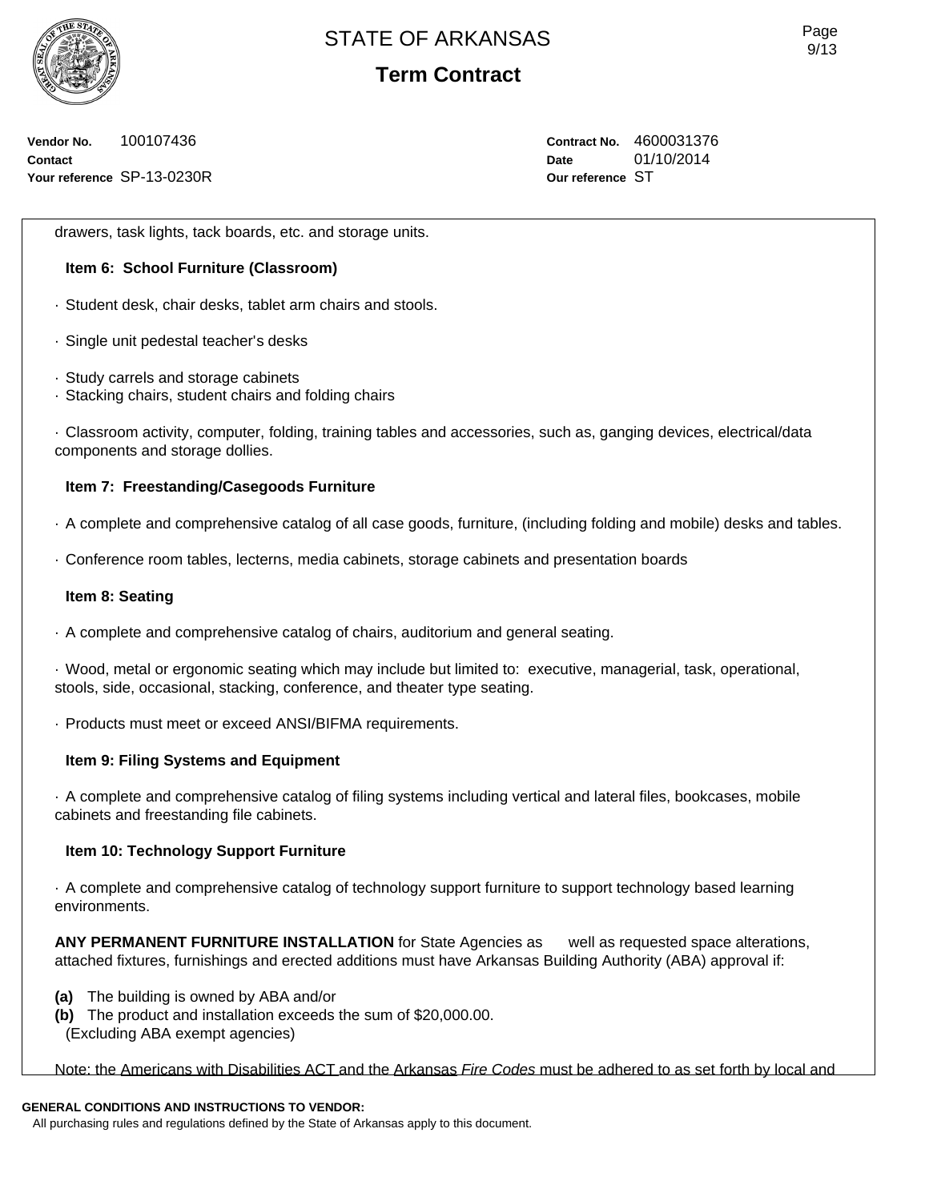drawers, task lights, tack boards, etc. and storage units.

**Item 6: School Furniture (Classroom)**

· Student desk, chair desks, tablet arm chairs and stools.

· Single unit pedestal teacher's desks

· Study carrels and storage cabinets
· Stacking chairs, student chairs and folding chairs

· Classroom activity, computer, folding, training tables and accessories, such as, ganging devices, electrical/data components and storage dollies.

**Item 7: Freestanding/Casegoods Furniture**

· A complete and comprehensive catalog of all case goods, furniture, (including folding and mobile) desks and tables.

· Conference room tables, lecterns, media cabinets, storage cabinets and presentation boards

**Item 8: Seating**

· A complete and comprehensive catalog of chairs, auditorium and general seating.

· Wood, metal or ergonomic seating which may include but limited to: executive, managerial, task, operational, stools, side, occasional, stacking, conference, and theater type seating.

· Products must meet or exceed ANSI/BIFMA requirements.

**Item 9: Filing Systems and Equipment**

· A complete and comprehensive catalog of filing systems including vertical and lateral files, bookcases, mobile cabinets and freestanding file cabinets.

**Item 10: Technology Support Furniture**

· A complete and comprehensive catalog of technology support furniture to support technology based learning environments.

**ANY PERMANENT FURNITURE INSTALLATION** for State Agencies as well as requested space alterations, attached fixtures, furnishings and erected additions must have Arkansas Building Authority (ABA) approval if:

**(a)** The building is owned by ABA and/or
**(b)** The product and installation exceeds the sum of $20,000.00.
(Excluding ABA exempt agencies)

Note: the Americans with Disabilities ACT and the Arkansas *Fire Codes* must be adhered to as set forth by local and

**GENERAL CONDITIONS AND INSTRUCTIONS TO VENDOR:**
All purchasing rules and regulations defined by the State of Arkansas apply to this document.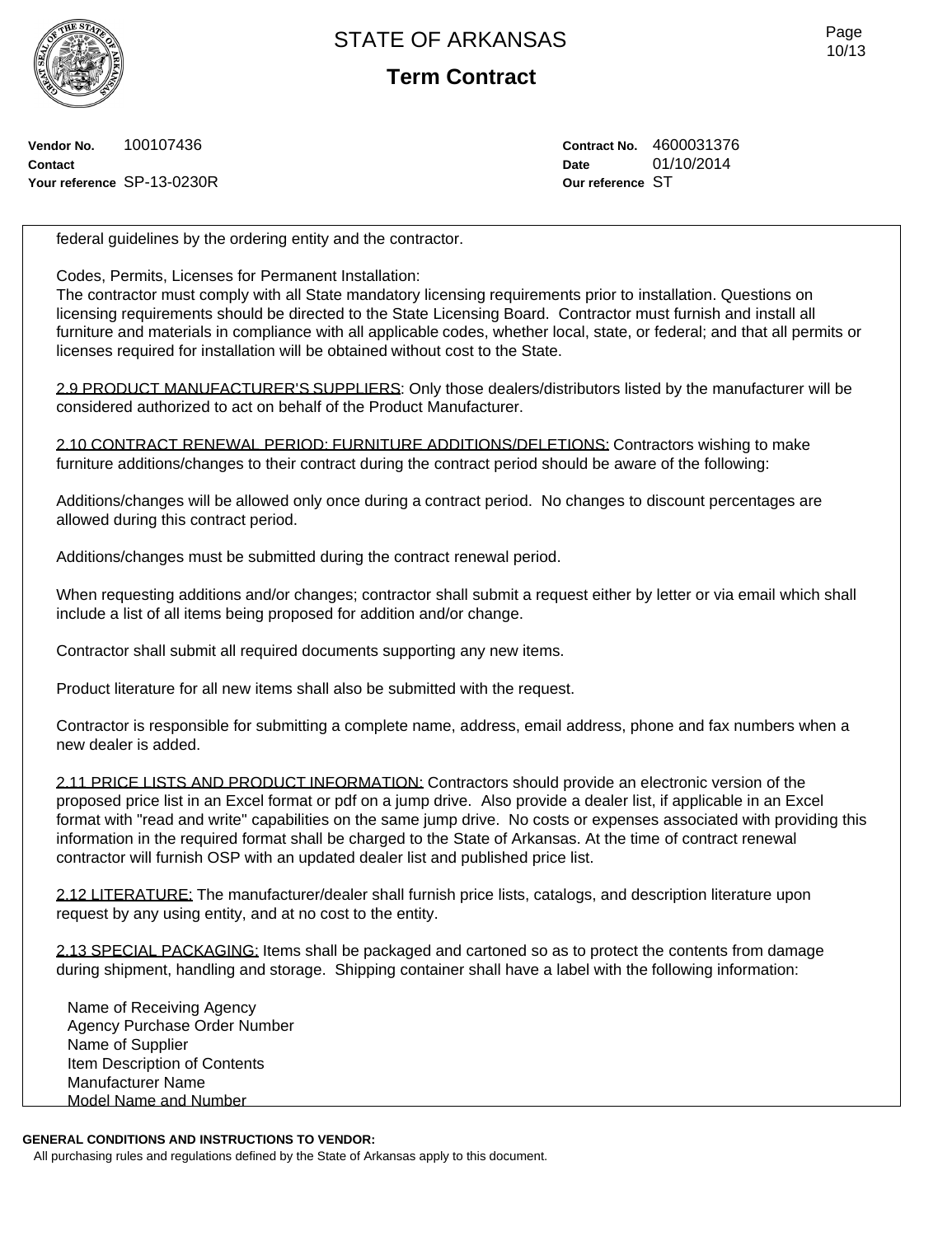**Vendor No.** 100107436
**Contact**
**Your reference** SP-13-0230R

**Contract No.** 4600031376
**Date** 01/10/2014
**Our reference** ST

federal guidelines by the ordering entity and the contractor.

Codes, Permits, Licenses for Permanent Installation:
The contractor must comply with all State mandatory licensing requirements prior to installation. Questions on licensing requirements should be directed to the State Licensing Board. Contractor must furnish and install all furniture and materials in compliance with all applicable codes, whether local, state, or federal; and that all permits or licenses required for installation will be obtained without cost to the State.

2.9 PRODUCT MANUFACTURER'S SUPPLIERS: Only those dealers/distributors listed by the manufacturer will be considered authorized to act on behalf of the Product Manufacturer.

2.10 CONTRACT RENEWAL PERIOD; FURNITURE ADDITIONS/DELETIONS: Contractors wishing to make furniture additions/changes to their contract during the contract period should be aware of the following:

Additions/changes will be allowed only once during a contract period. No changes to discount percentages are allowed during this contract period.

Additions/changes must be submitted during the contract renewal period.

When requesting additions and/or changes; contractor shall submit a request either by letter or via email which shall include a list of all items being proposed for addition and/or change.

Contractor shall submit all required documents supporting any new items.

Product literature for all new items shall also be submitted with the request.

Contractor is responsible for submitting a complete name, address, email address, phone and fax numbers when a new dealer is added.

2.11 PRICE LISTS AND PRODUCT INFORMATION: Contractors should provide an electronic version of the proposed price list in an Excel format or pdf on a jump drive. Also provide a dealer list, if applicable in an Excel format with "read and write" capabilities on the same jump drive. No costs or expenses associated with providing this information in the required format shall be charged to the State of Arkansas. At the time of contract renewal contractor will furnish OSP with an updated dealer list and published price list.

2.12 LITERATURE: The manufacturer/dealer shall furnish price lists, catalogs, and description literature upon request by any using entity, and at no cost to the entity.

2.13 SPECIAL PACKAGING: Items shall be packaged and cartoned so as to protect the contents from damage during shipment, handling and storage. Shipping container shall have a label with the following information:

Name of Receiving Agency
Agency Purchase Order Number
Name of Supplier
Item Description of Contents
Manufacturer Name
Model Name and Number

**GENERAL CONDITIONS AND INSTRUCTIONS TO VENDOR:**
All purchasing rules and regulations defined by the State of Arkansas apply to this document.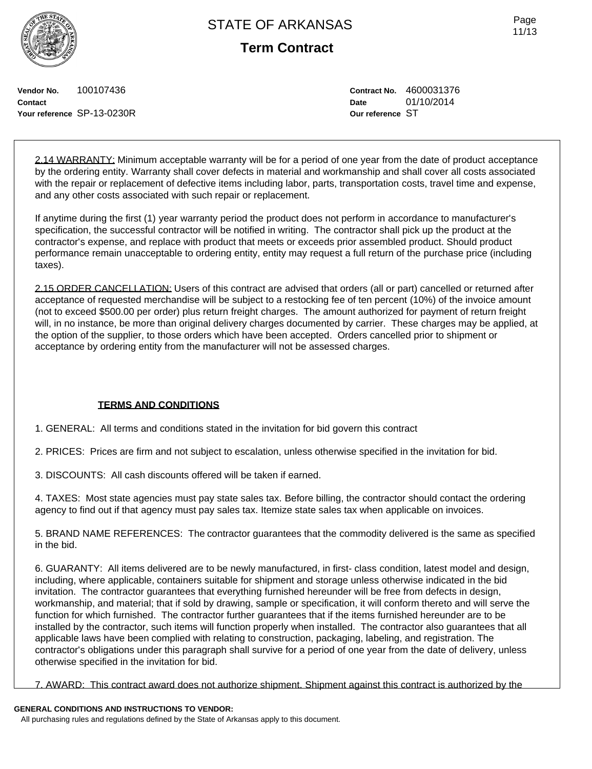**Vendor No.** 100107436
**Contact**
**Your reference** SP-13-0230R

**Contract No.** 4600031376
**Date** 01/10/2014
**Our reference** ST

2.14 WARRANTY: Minimum acceptable warranty will be for a period of one year from the date of product acceptance by the ordering entity. Warranty shall cover defects in material and workmanship and shall cover all costs associated with the repair or replacement of defective items including labor, parts, transportation costs, travel time and expense, and any other costs associated with such repair or replacement.

If anytime during the first (1) year warranty period the product does not perform in accordance to manufacturer's specification, the successful contractor will be notified in writing. The contractor shall pick up the product at the contractor's expense, and replace with product that meets or exceeds prior assembled product. Should product performance remain unacceptable to ordering entity, entity may request a full return of the purchase price (including taxes).

2.15 ORDER CANCELLATION: Users of this contract are advised that orders (all or part) cancelled or returned after acceptance of requested merchandise will be subject to a restocking fee of ten percent (10%) of the invoice amount (not to exceed $500.00 per order) plus return freight charges. The amount authorized for payment of return freight will, in no instance, be more than original delivery charges documented by carrier. These charges may be applied, at the option of the supplier, to those orders which have been accepted. Orders cancelled prior to shipment or acceptance by ordering entity from the manufacturer will not be assessed charges.

## TERMS AND CONDITIONS

1. GENERAL: All terms and conditions stated in the invitation for bid govern this contract

2. PRICES: Prices are firm and not subject to escalation, unless otherwise specified in the invitation for bid.

3. DISCOUNTS: All cash discounts offered will be taken if earned.

4. TAXES: Most state agencies must pay state sales tax. Before billing, the contractor should contact the ordering agency to find out if that agency must pay sales tax. Itemize state sales tax when applicable on invoices.

5. BRAND NAME REFERENCES: The contractor guarantees that the commodity delivered is the same as specified in the bid.

6. GUARANTY: All items delivered are to be newly manufactured, in first- class condition, latest model and design, including, where applicable, containers suitable for shipment and storage unless otherwise indicated in the bid invitation. The contractor guarantees that everything furnished hereunder will be free from defects in design, workmanship, and material; that if sold by drawing, sample or specification, it will conform thereto and will serve the function for which furnished. The contractor further guarantees that if the items furnished hereunder are to be installed by the contractor, such items will function properly when installed. The contractor also guarantees that all applicable laws have been complied with relating to construction, packaging, labeling, and registration. The contractor's obligations under this paragraph shall survive for a period of one year from the date of delivery, unless otherwise specified in the invitation for bid.

7. AWARD: This contract award does not authorize shipment. Shipment against this contract is authorized by the

**GENERAL CONDITIONS AND INSTRUCTIONS TO VENDOR:**
All purchasing rules and regulations defined by the State of Arkansas apply to this document.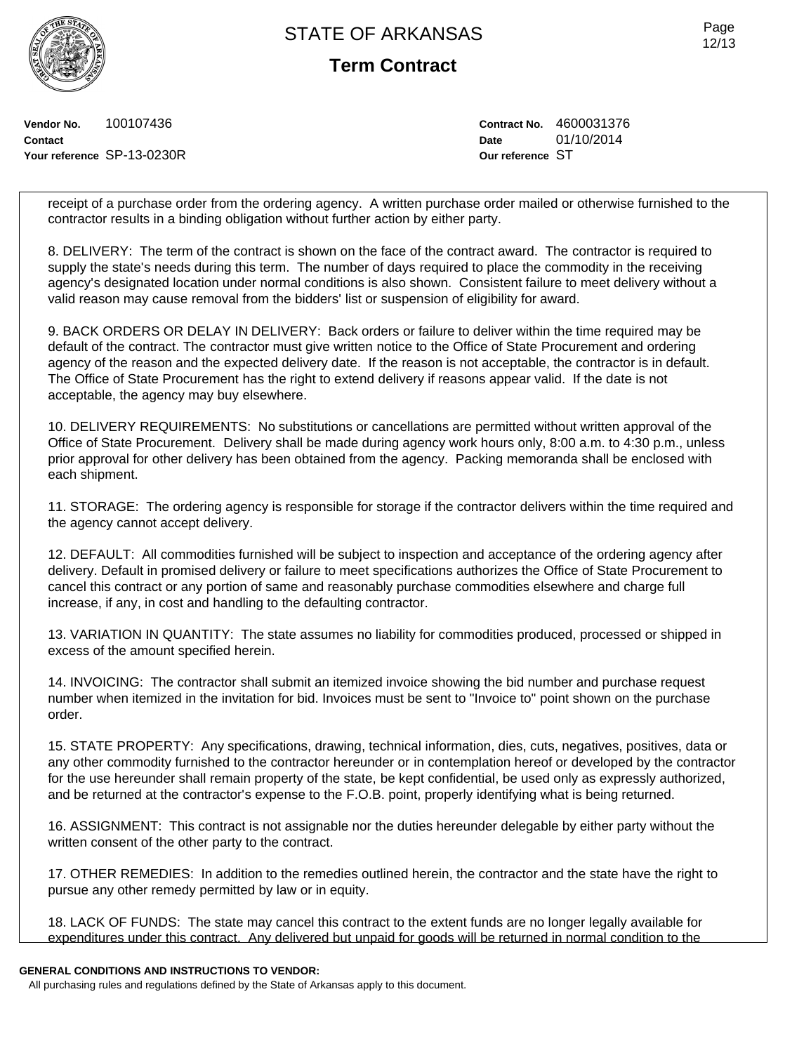# STATE OF ARKANSAS

## Term Contract

**Vendor No.** 100107436
**Contact**
**Your reference** SP-13-0230R

**Contract No.** 4600031376
**Date** 01/10/2014
**Our reference** ST

receipt of a purchase order from the ordering agency. A written purchase order mailed or otherwise furnished to the contractor results in a binding obligation without further action by either party.

8. DELIVERY: The term of the contract is shown on the face of the contract award. The contractor is required to supply the state's needs during this term. The number of days required to place the commodity in the receiving agency's designated location under normal conditions is also shown. Consistent failure to meet delivery without a valid reason may cause removal from the bidders' list or suspension of eligibility for award.

9. BACK ORDERS OR DELAY IN DELIVERY: Back orders or failure to deliver within the time required may be default of the contract. The contractor must give written notice to the Office of State Procurement and ordering agency of the reason and the expected delivery date. If the reason is not acceptable, the contractor is in default. The Office of State Procurement has the right to extend delivery if reasons appear valid. If the date is not acceptable, the agency may buy elsewhere.

10. DELIVERY REQUIREMENTS: No substitutions or cancellations are permitted without written approval of the Office of State Procurement. Delivery shall be made during agency work hours only, 8:00 a.m. to 4:30 p.m., unless prior approval for other delivery has been obtained from the agency. Packing memoranda shall be enclosed with each shipment.

11. STORAGE: The ordering agency is responsible for storage if the contractor delivers within the time required and the agency cannot accept delivery.

12. DEFAULT: All commodities furnished will be subject to inspection and acceptance of the ordering agency after delivery. Default in promised delivery or failure to meet specifications authorizes the Office of State Procurement to cancel this contract or any portion of same and reasonably purchase commodities elsewhere and charge full increase, if any, in cost and handling to the defaulting contractor.

13. VARIATION IN QUANTITY: The state assumes no liability for commodities produced, processed or shipped in excess of the amount specified herein.

14. INVOICING: The contractor shall submit an itemized invoice showing the bid number and purchase request number when itemized in the invitation for bid. Invoices must be sent to "Invoice to" point shown on the purchase order.

15. STATE PROPERTY: Any specifications, drawing, technical information, dies, cuts, negatives, positives, data or any other commodity furnished to the contractor hereunder or in contemplation hereof or developed by the contractor for the use hereunder shall remain property of the state, be kept confidential, be used only as expressly authorized, and be returned at the contractor's expense to the F.O.B. point, properly identifying what is being returned.

16. ASSIGNMENT: This contract is not assignable nor the duties hereunder delegable by either party without the written consent of the other party to the contract.

17. OTHER REMEDIES: In addition to the remedies outlined herein, the contractor and the state have the right to pursue any other remedy permitted by law or in equity.

18. LACK OF FUNDS: The state may cancel this contract to the extent funds are no longer legally available for expenditures under this contract. Any delivered but unpaid for goods will be returned in normal condition to the

**GENERAL CONDITIONS AND INSTRUCTIONS TO VENDOR:**
All purchasing rules and regulations defined by the State of Arkansas apply to this document.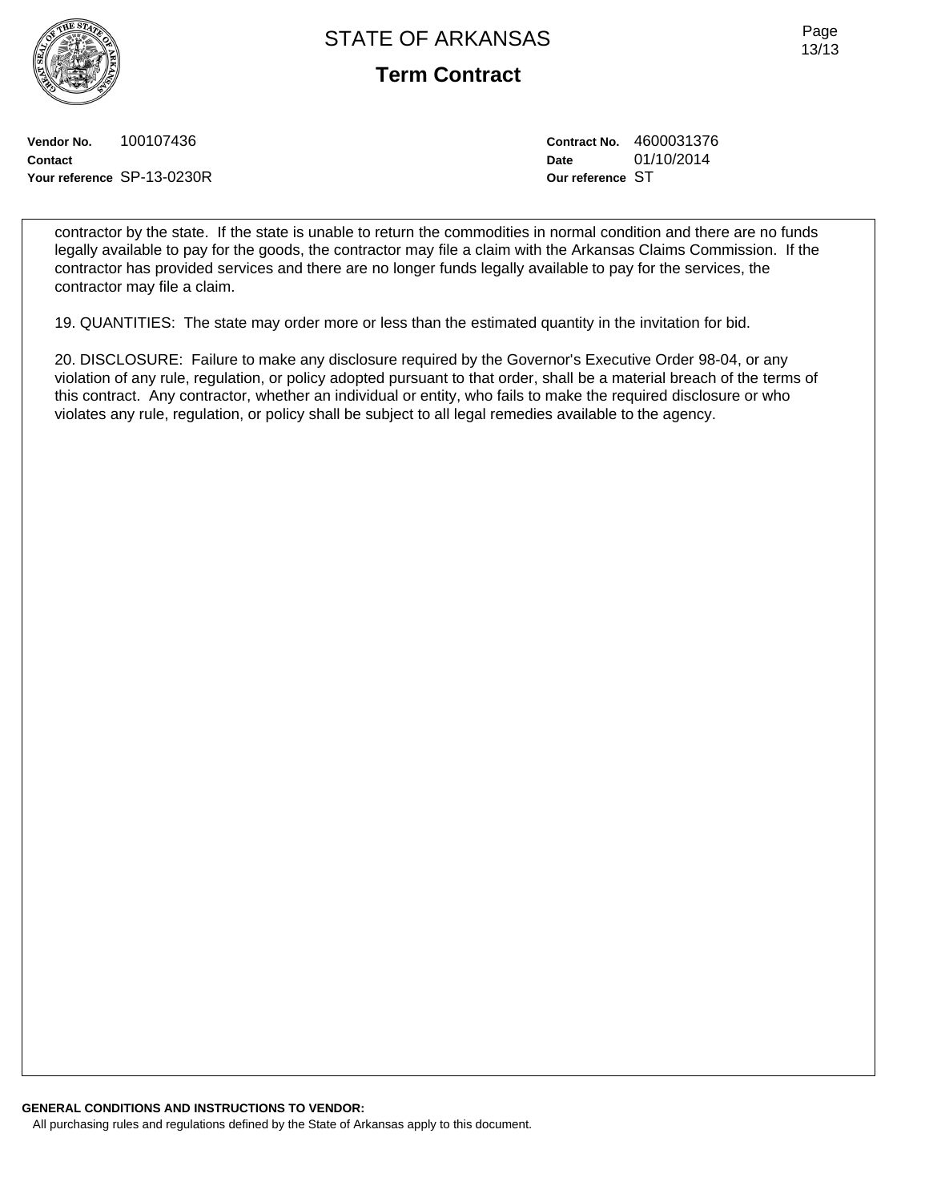**STATE OF ARKANSAS**

**Term Contract**

**Vendor No.** 100107436
**Contact**
**Your reference** SP-13-0230R

**Contract No.** 4600031376
**Date** 01/10/2014
**Our reference** ST

contractor by the state. If the state is unable to return the commodities in normal condition and there are no funds legally available to pay for the goods, the contractor may file a claim with the Arkansas Claims Commission. If the contractor has provided services and there are no longer funds legally available to pay for the services, the contractor may file a claim.

19. QUANTITIES: The state may order more or less than the estimated quantity in the invitation for bid.

20. DISCLOSURE: Failure to make any disclosure required by the Governor's Executive Order 98-04, or any violation of any rule, regulation, or policy adopted pursuant to that order, shall be a material breach of the terms of this contract. Any contractor, whether an individual or entity, who fails to make the required disclosure or who violates any rule, regulation, or policy shall be subject to all legal remedies available to the agency.

**GENERAL CONDITIONS AND INSTRUCTIONS TO VENDOR:**
All purchasing rules and regulations defined by the State of Arkansas apply to this document.